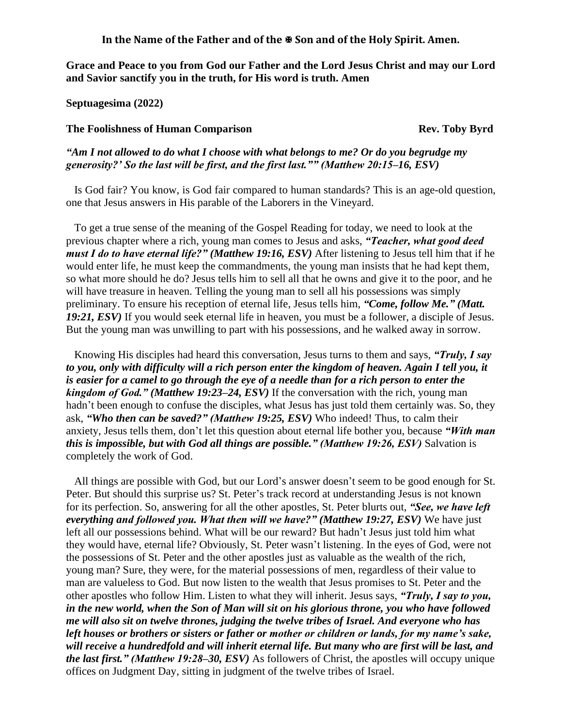**In the Name of the Father and of the ✠ Son and of the Holy Spirit. Amen.**

**Grace and Peace to you from God our Father and the Lord Jesus Christ and may our Lord and Savior sanctify you in the truth, for His word is truth. Amen**

**Septuagesima (2022)**

**The Foolishness of Human Comparison** **Rev. Toby Byrd**

***"Am I not allowed to do what I choose with what belongs to me? Or do you begrudge my generosity?' So the last will be first, and the first last."" (Matthew 20:15–16, ESV)***

Is God fair? You know, is God fair compared to human standards? This is an age-old question, one that Jesus answers in His parable of the Laborers in the Vineyard.

To get a true sense of the meaning of the Gospel Reading for today, we need to look at the previous chapter where a rich, young man comes to Jesus and asks, ***"Teacher, what good deed must I do to have eternal life?" (Matthew 19:16, ESV)*** After listening to Jesus tell him that if he would enter life, he must keep the commandments, the young man insists that he had kept them, so what more should he do? Jesus tells him to sell all that he owns and give it to the poor, and he will have treasure in heaven. Telling the young man to sell all his possessions was simply preliminary. To ensure his reception of eternal life, Jesus tells him, ***"Come, follow Me." (Matt. 19:21, ESV)*** If you would seek eternal life in heaven, you must be a follower, a disciple of Jesus. But the young man was unwilling to part with his possessions, and he walked away in sorrow.

Knowing His disciples had heard this conversation, Jesus turns to them and says, ***"Truly, I say to you, only with difficulty will a rich person enter the kingdom of heaven. Again I tell you, it is easier for a camel to go through the eye of a needle than for a rich person to enter the kingdom of God." (Matthew 19:23–24, ESV)*** If the conversation with the rich, young man hadn't been enough to confuse the disciples, what Jesus has just told them certainly was. So, they ask, ***"Who then can be saved?" (Matthew 19:25, ESV)*** Who indeed! Thus, to calm their anxiety, Jesus tells them, don't let this question about eternal life bother you, because ***"With man this is impossible, but with God all things are possible." (Matthew 19:26, ESV)*** Salvation is completely the work of God.

All things are possible with God, but our Lord's answer doesn't seem to be good enough for St. Peter. But should this surprise us? St. Peter's track record at understanding Jesus is not known for its perfection. So, answering for all the other apostles, St. Peter blurts out, ***"See, we have left everything and followed you. What then will we have?" (Matthew 19:27, ESV)*** We have just left all our possessions behind. What will be our reward? But hadn't Jesus just told him what they would have, eternal life? Obviously, St. Peter wasn't listening. In the eyes of God, were not the possessions of St. Peter and the other apostles just as valuable as the wealth of the rich, young man? Sure, they were, for the material possessions of men, regardless of their value to man are valueless to God. But now listen to the wealth that Jesus promises to St. Peter and the other apostles who follow Him. Listen to what they will inherit. Jesus says, ***"Truly, I say to you, in the new world, when the Son of Man will sit on his glorious throne, you who have followed me will also sit on twelve thrones, judging the twelve tribes of Israel. And everyone who has left houses or brothers or sisters or father or mother or children or lands, for my name's sake, will receive a hundredfold and will inherit eternal life. But many who are first will be last, and the last first." (Matthew 19:28–30, ESV)*** As followers of Christ, the apostles will occupy unique offices on Judgment Day, sitting in judgment of the twelve tribes of Israel.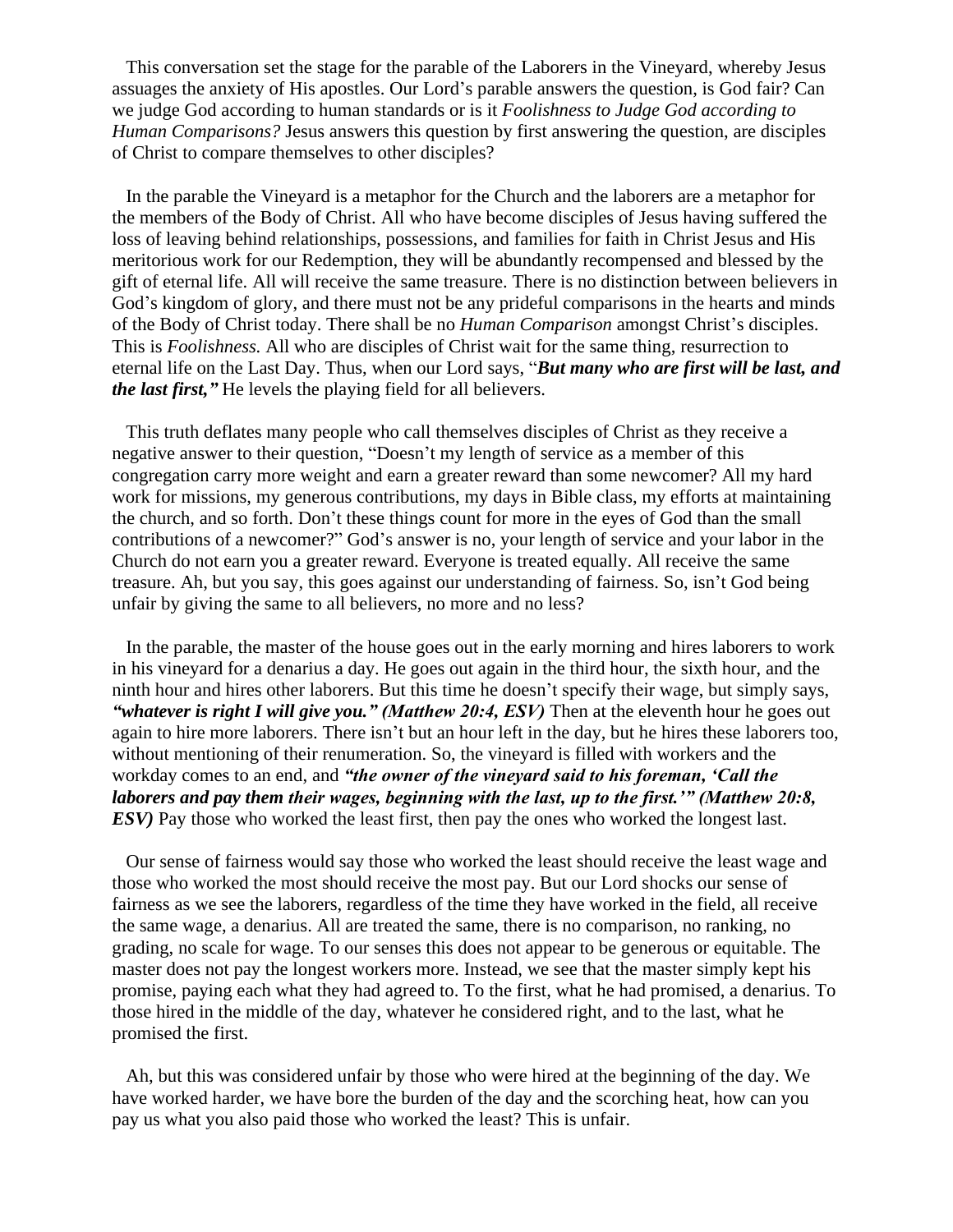This conversation set the stage for the parable of the Laborers in the Vineyard, whereby Jesus assuages the anxiety of His apostles. Our Lord's parable answers the question, is God fair? Can we judge God according to human standards or is it *Foolishness to Judge God according to Human Comparisons?* Jesus answers this question by first answering the question, are disciples of Christ to compare themselves to other disciples?

In the parable the Vineyard is a metaphor for the Church and the laborers are a metaphor for the members of the Body of Christ. All who have become disciples of Jesus having suffered the loss of leaving behind relationships, possessions, and families for faith in Christ Jesus and His meritorious work for our Redemption, they will be abundantly recompensed and blessed by the gift of eternal life. All will receive the same treasure. There is no distinction between believers in God's kingdom of glory, and there must not be any prideful comparisons in the hearts and minds of the Body of Christ today. There shall be no *Human Comparison* amongst Christ's disciples. This is *Foolishness.* All who are disciples of Christ wait for the same thing, resurrection to eternal life on the Last Day. Thus, when our Lord says, "***But many who are first will be last, and the last first,"*** He levels the playing field for all believers.

This truth deflates many people who call themselves disciples of Christ as they receive a negative answer to their question, "Doesn't my length of service as a member of this congregation carry more weight and earn a greater reward than some newcomer? All my hard work for missions, my generous contributions, my days in Bible class, my efforts at maintaining the church, and so forth. Don't these things count for more in the eyes of God than the small contributions of a newcomer?" God's answer is no, your length of service and your labor in the Church do not earn you a greater reward. Everyone is treated equally. All receive the same treasure. Ah, but you say, this goes against our understanding of fairness. So, isn't God being unfair by giving the same to all believers, no more and no less?

In the parable, the master of the house goes out in the early morning and hires laborers to work in his vineyard for a denarius a day. He goes out again in the third hour, the sixth hour, and the ninth hour and hires other laborers. But this time he doesn't specify their wage, but simply says, ***"whatever is right I will give you." (Matthew 20:4, ESV)*** Then at the eleventh hour he goes out again to hire more laborers. There isn't but an hour left in the day, but he hires these laborers too, without mentioning of their renumeration. So, the vineyard is filled with workers and the workday comes to an end, and ***"the owner of the vineyard said to his foreman, 'Call the laborers and pay them their wages, beginning with the last, up to the first.'" (Matthew 20:8, ESV)*** Pay those who worked the least first, then pay the ones who worked the longest last.

Our sense of fairness would say those who worked the least should receive the least wage and those who worked the most should receive the most pay. But our Lord shocks our sense of fairness as we see the laborers, regardless of the time they have worked in the field, all receive the same wage, a denarius. All are treated the same, there is no comparison, no ranking, no grading, no scale for wage. To our senses this does not appear to be generous or equitable. The master does not pay the longest workers more. Instead, we see that the master simply kept his promise, paying each what they had agreed to. To the first, what he had promised, a denarius. To those hired in the middle of the day, whatever he considered right, and to the last, what he promised the first.

Ah, but this was considered unfair by those who were hired at the beginning of the day. We have worked harder, we have bore the burden of the day and the scorching heat, how can you pay us what you also paid those who worked the least? This is unfair.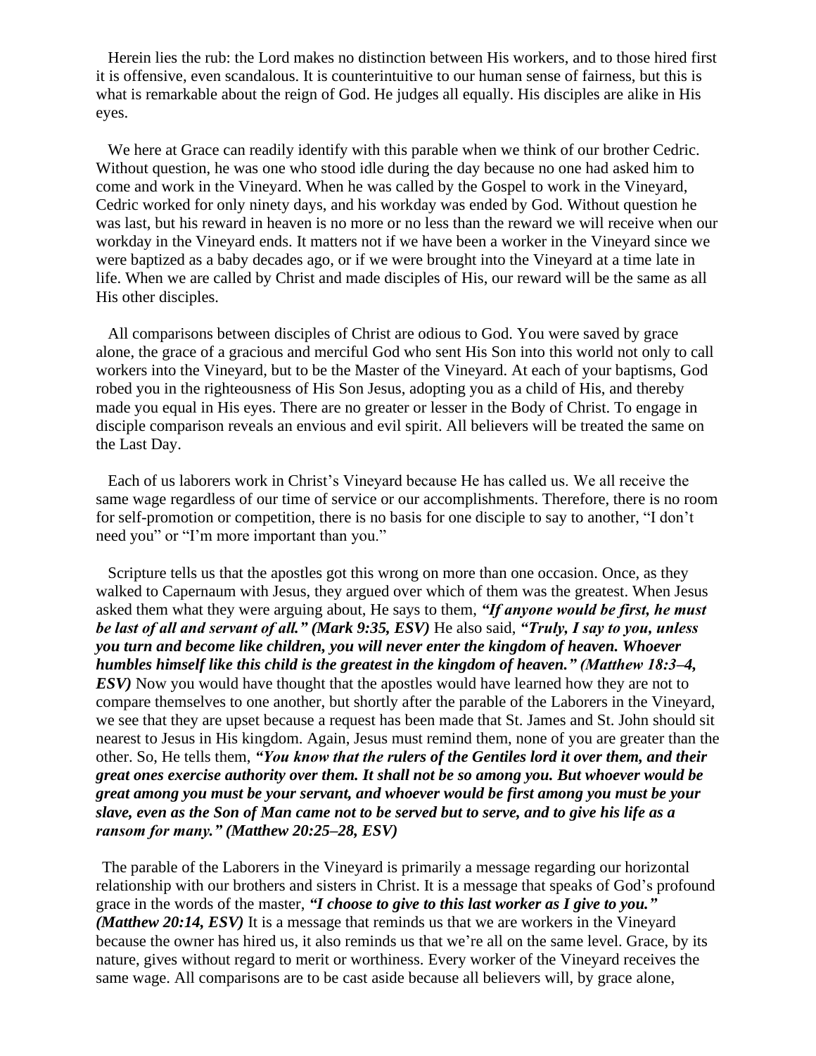Herein lies the rub: the Lord makes no distinction between His workers, and to those hired first it is offensive, even scandalous. It is counterintuitive to our human sense of fairness, but this is what is remarkable about the reign of God. He judges all equally. His disciples are alike in His eyes.

We here at Grace can readily identify with this parable when we think of our brother Cedric. Without question, he was one who stood idle during the day because no one had asked him to come and work in the Vineyard. When he was called by the Gospel to work in the Vineyard, Cedric worked for only ninety days, and his workday was ended by God. Without question he was last, but his reward in heaven is no more or no less than the reward we will receive when our workday in the Vineyard ends. It matters not if we have been a worker in the Vineyard since we were baptized as a baby decades ago, or if we were brought into the Vineyard at a time late in life. When we are called by Christ and made disciples of His, our reward will be the same as all His other disciples.

All comparisons between disciples of Christ are odious to God. You were saved by grace alone, the grace of a gracious and merciful God who sent His Son into this world not only to call workers into the Vineyard, but to be the Master of the Vineyard. At each of your baptisms, God robed you in the righteousness of His Son Jesus, adopting you as a child of His, and thereby made you equal in His eyes. There are no greater or lesser in the Body of Christ. To engage in disciple comparison reveals an envious and evil spirit. All believers will be treated the same on the Last Day.

Each of us laborers work in Christ's Vineyard because He has called us. We all receive the same wage regardless of our time of service or our accomplishments. Therefore, there is no room for self-promotion or competition, there is no basis for one disciple to say to another, "I don't need you" or "I'm more important than you."

Scripture tells us that the apostles got this wrong on more than one occasion. Once, as they walked to Capernaum with Jesus, they argued over which of them was the greatest. When Jesus asked them what they were arguing about, He says to them, ***"If anyone would be first, he must be last of all and servant of all." (Mark 9:35, ESV)*** He also said, ***"Truly, I say to you, unless you turn and become like children, you will never enter the kingdom of heaven. Whoever humbles himself like this child is the greatest in the kingdom of heaven." (Matthew 18:3–4, ESV)*** Now you would have thought that the apostles would have learned how they are not to compare themselves to one another, but shortly after the parable of the Laborers in the Vineyard, we see that they are upset because a request has been made that St. James and St. John should sit nearest to Jesus in His kingdom. Again, Jesus must remind them, none of you are greater than the other. So, He tells them, ***"You know that the rulers of the Gentiles lord it over them, and their great ones exercise authority over them. It shall not be so among you. But whoever would be great among you must be your servant, and whoever would be first among you must be your slave, even as the Son of Man came not to be served but to serve, and to give his life as a ransom for many." (Matthew 20:25–28, ESV)***

The parable of the Laborers in the Vineyard is primarily a message regarding our horizontal relationship with our brothers and sisters in Christ. It is a message that speaks of God's profound grace in the words of the master, ***"I choose to give to this last worker as I give to you." (Matthew 20:14, ESV)*** It is a message that reminds us that we are workers in the Vineyard because the owner has hired us, it also reminds us that we're all on the same level. Grace, by its nature, gives without regard to merit or worthiness. Every worker of the Vineyard receives the same wage. All comparisons are to be cast aside because all believers will, by grace alone,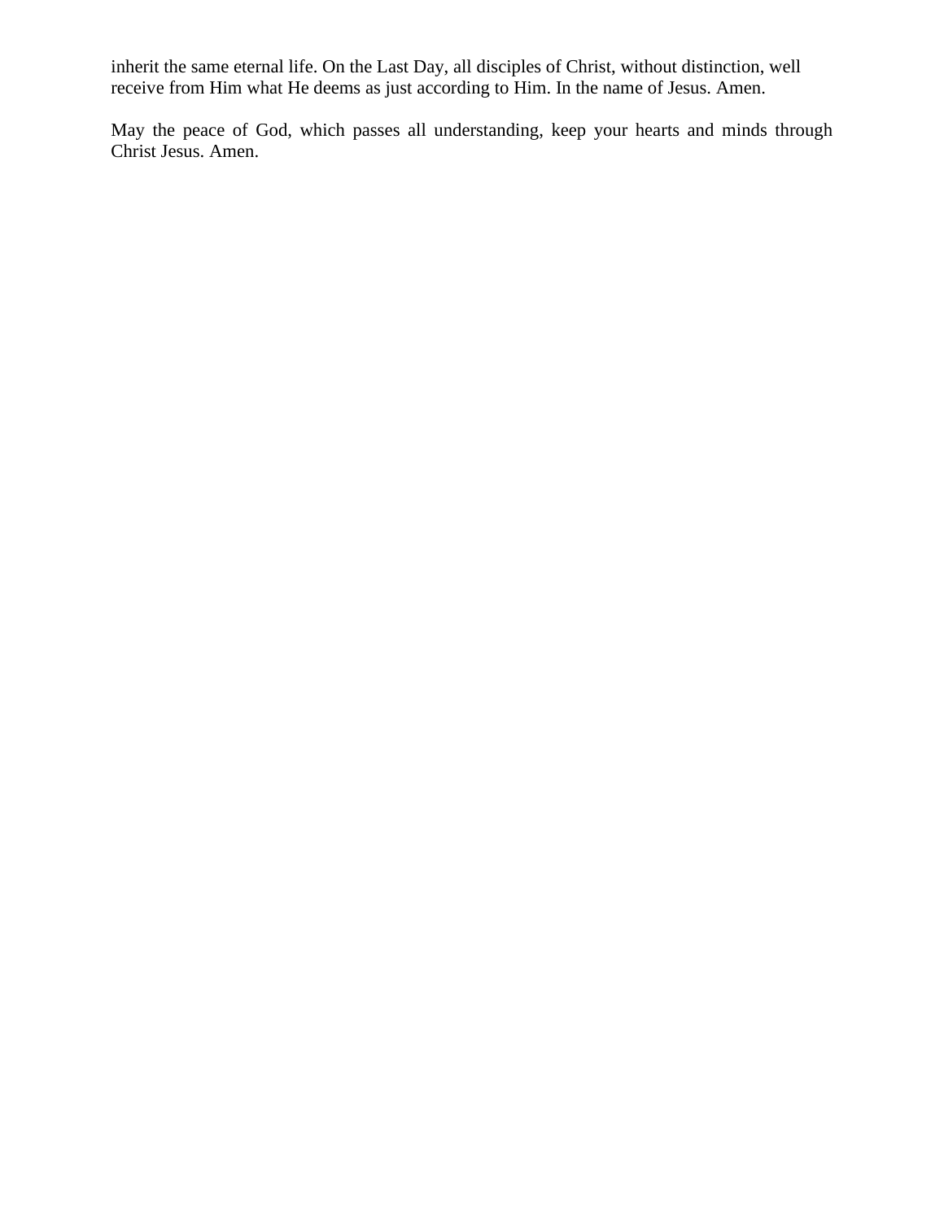inherit the same eternal life. On the Last Day, all disciples of Christ, without distinction, well receive from Him what He deems as just according to Him. In the name of Jesus. Amen.

May the peace of God, which passes all understanding, keep your hearts and minds through Christ Jesus. Amen.